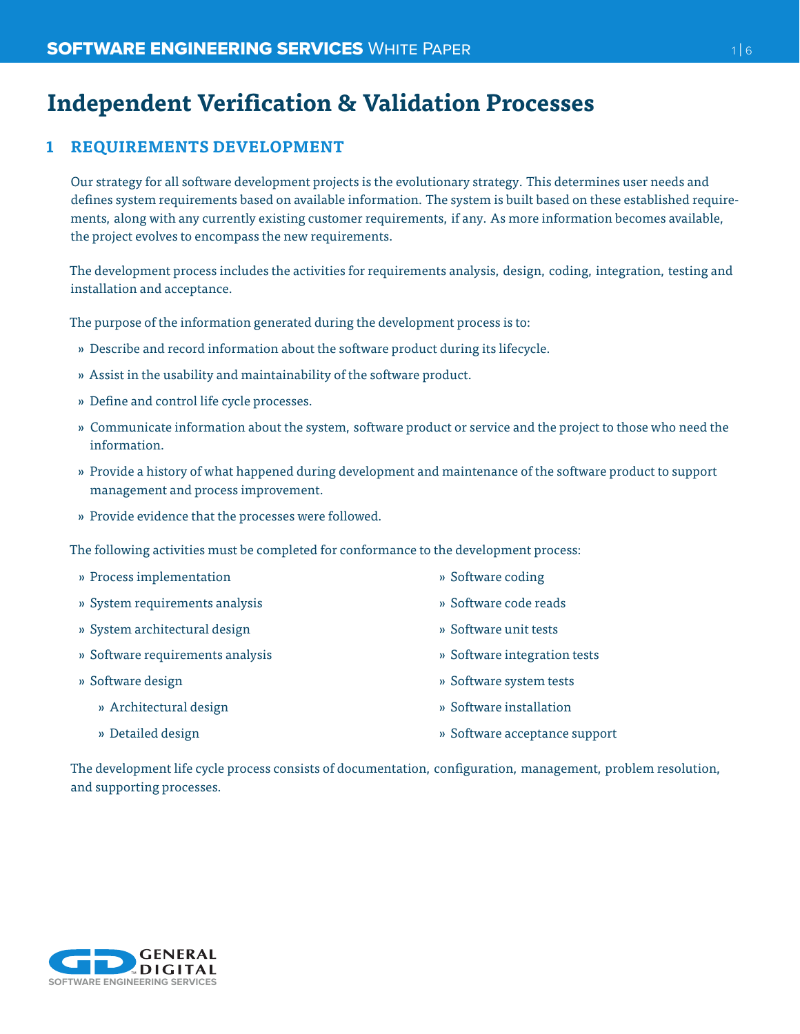# Independent Verification & Validation Processes

## 1 REQUIREMENTS DEVELOPMENT

Our strategy for all software development projects is the evolutionary strategy. This determines user needs and defines system requirements based on available information. The system is built based on these established requirements, along with any currently existing customer requirements, if any. As more information becomes available, the project evolves to encompass the new requirements.

The development process includes the activities for requirements analysis, design, coding, integration, testing and installation and acceptance.

The purpose of the information generated during the development process is to:

- Describe and record information about the software product during its lifecycle.
- Assist in the usability and maintainability of the software product.
- Define and control life cycle processes.
- Communicate information about the system, software product or service and the project to those who need the information.
- Provide a history of what happened during development and maintenance of the software product to support management and process improvement.
- Provide evidence that the processes were followed.

The following activities must be completed for conformance to the development process:

- Process implementation
- System requirements analysis
- System architectural design
- Software requirements analysis
- Software design
  - Architectural design
  - Detailed design
- Software coding
- Software code reads
- Software unit tests
- Software integration tests
- Software system tests
- Software installation
- Software acceptance support

The development life cycle process consists of documentation, configuration, management, problem resolution, and supporting processes.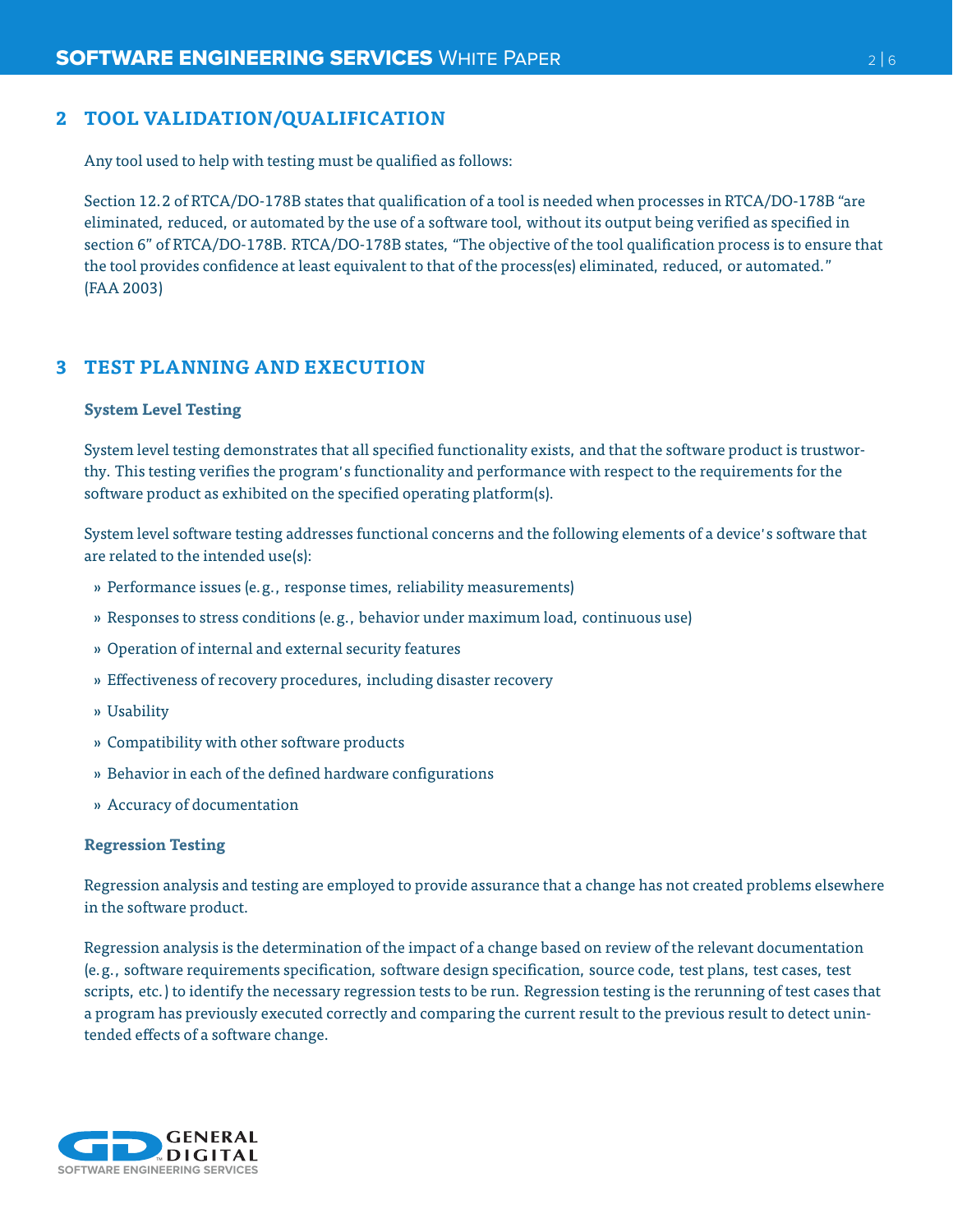## 2 TOOL VALIDATION/QUALIFICATION

Any tool used to help with testing must be qualified as follows:

Section 12.2 of RTCA/DO-178B states that qualification of a tool is needed when processes in RTCA/DO-178B "are eliminated, reduced, or automated by the use of a software tool, without its output being verified as specified in section 6" of RTCA/DO-178B. RTCA/DO-178B states, "The objective of the tool qualification process is to ensure that the tool provides confidence at least equivalent to that of the process(es) eliminated, reduced, or automated." (FAA 2003)

## 3 TEST PLANNING AND EXECUTION

### System Level Testing

System level testing demonstrates that all specified functionality exists, and that the software product is trustworthy. This testing verifies the program's functionality and performance with respect to the requirements for the software product as exhibited on the specified operating platform(s).

System level software testing addresses functional concerns and the following elements of a device's software that are related to the intended use(s):

- Performance issues (e.g., response times, reliability measurements)
- Responses to stress conditions (e.g., behavior under maximum load, continuous use)
- Operation of internal and external security features
- Effectiveness of recovery procedures, including disaster recovery
- Usability
- Compatibility with other software products
- Behavior in each of the defined hardware configurations
- Accuracy of documentation

### Regression Testing

Regression analysis and testing are employed to provide assurance that a change has not created problems elsewhere in the software product.

Regression analysis is the determination of the impact of a change based on review of the relevant documentation (e.g., software requirements specification, software design specification, source code, test plans, test cases, test scripts, etc.) to identify the necessary regression tests to be run. Regression testing is the rerunning of test cases that a program has previously executed correctly and comparing the current result to the previous result to detect unintended effects of a software change.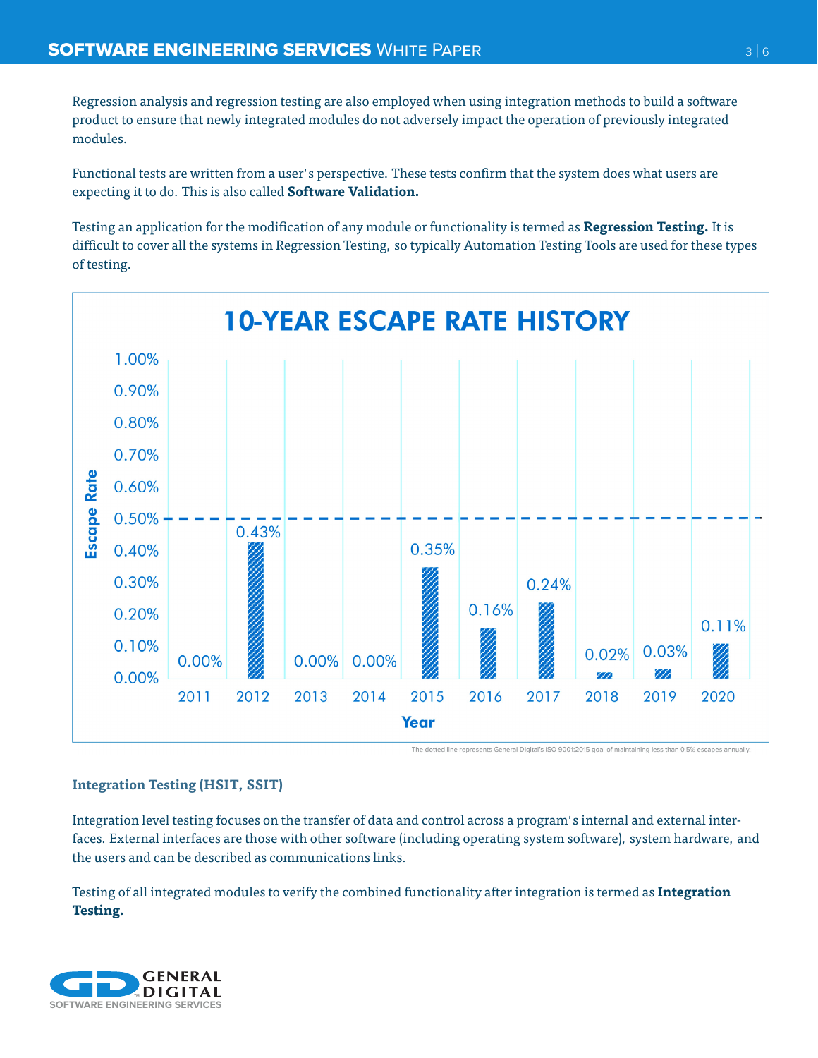Regression analysis and regression testing are also employed when using integration methods to build a software product to ensure that newly integrated modules do not adversely impact the operation of previously integrated modules.

Functional tests are written from a user's perspective. These tests confirm that the system does what users are expecting it to do. This is also called **Software Validation.**

Testing an application for the modification of any module or functionality is termed as **Regression Testing.** It is difficult to cover all the systems in Regression Testing, so typically Automation Testing Tools are used for these types of testing.

## 10-YEAR ESCAPE RATE HISTORY

| Year | Escape Rate |
|---|---|
| 2011 | 0.00% |
| 2012 | 0.43% |
| 2013 | 0.00% |
| 2014 | 0.00% |
| 2015 | 0.35% |
| 2016 | 0.16% |
| 2017 | 0.24% |
| 2018 | 0.02% |
| 2019 | 0.03% |
| 2020 | 0.11% |

The dotted line represents General Digital's ISO 9001:2015 goal of maintaining less than 0.5% escapes annually.

### Integration Testing (HSIT, SSIT)

Integration level testing focuses on the transfer of data and control across a program's internal and external interfaces. External interfaces are those with other software (including operating system software), system hardware, and the users and can be described as communications links.

Testing of all integrated modules to verify the combined functionality after integration is termed as **Integration Testing.**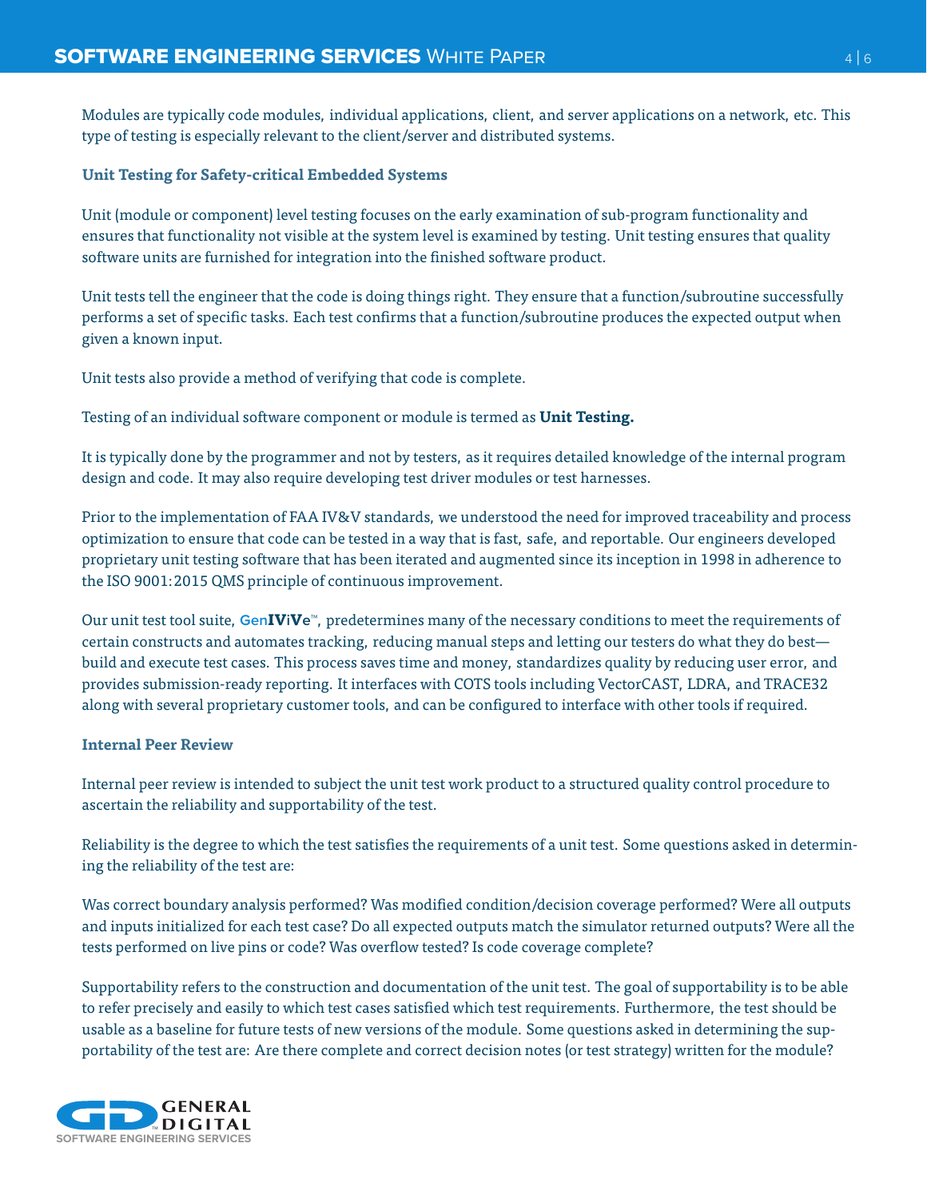Modules are typically code modules, individual applications, client, and server applications on a network, etc. This type of testing is especially relevant to the client/server and distributed systems.

### Unit Testing for Safety-critical Embedded Systems

Unit (module or component) level testing focuses on the early examination of sub-program functionality and ensures that functionality not visible at the system level is examined by testing. Unit testing ensures that quality software units are furnished for integration into the finished software product.

Unit tests tell the engineer that the code is doing things right. They ensure that a function/subroutine successfully performs a set of specific tasks. Each test confirms that a function/subroutine produces the expected output when given a known input.

Unit tests also provide a method of verifying that code is complete.

Testing of an individual software component or module is termed as **Unit Testing.**

It is typically done by the programmer and not by testers, as it requires detailed knowledge of the internal program design and code. It may also require developing test driver modules or test harnesses.

Prior to the implementation of FAA IV&V standards, we understood the need for improved traceability and process optimization to ensure that code can be tested in a way that is fast, safe, and reportable. Our engineers developed proprietary unit testing software that has been iterated and augmented since its inception in 1998 in adherence to the ISO 9001:2015 QMS principle of continuous improvement.

Our unit test tool suite, **GenIViVe™**, predetermines many of the necessary conditions to meet the requirements of certain constructs and automates tracking, reducing manual steps and letting our testers do what they do best—build and execute test cases. This process saves time and money, standardizes quality by reducing user error, and provides submission-ready reporting. It interfaces with COTS tools including VectorCAST, LDRA, and TRACE32 along with several proprietary customer tools, and can be configured to interface with other tools if required.

### Internal Peer Review

Internal peer review is intended to subject the unit test work product to a structured quality control procedure to ascertain the reliability and supportability of the test.

Reliability is the degree to which the test satisfies the requirements of a unit test. Some questions asked in determining the reliability of the test are:

Was correct boundary analysis performed? Was modified condition/decision coverage performed? Were all outputs and inputs initialized for each test case? Do all expected outputs match the simulator returned outputs? Were all the tests performed on live pins or code? Was overflow tested? Is code coverage complete?

Supportability refers to the construction and documentation of the unit test. The goal of supportability is to be able to refer precisely and easily to which test cases satisfied which test requirements. Furthermore, the test should be usable as a baseline for future tests of new versions of the module. Some questions asked in determining the supportability of the test are: Are there complete and correct decision notes (or test strategy) written for the module?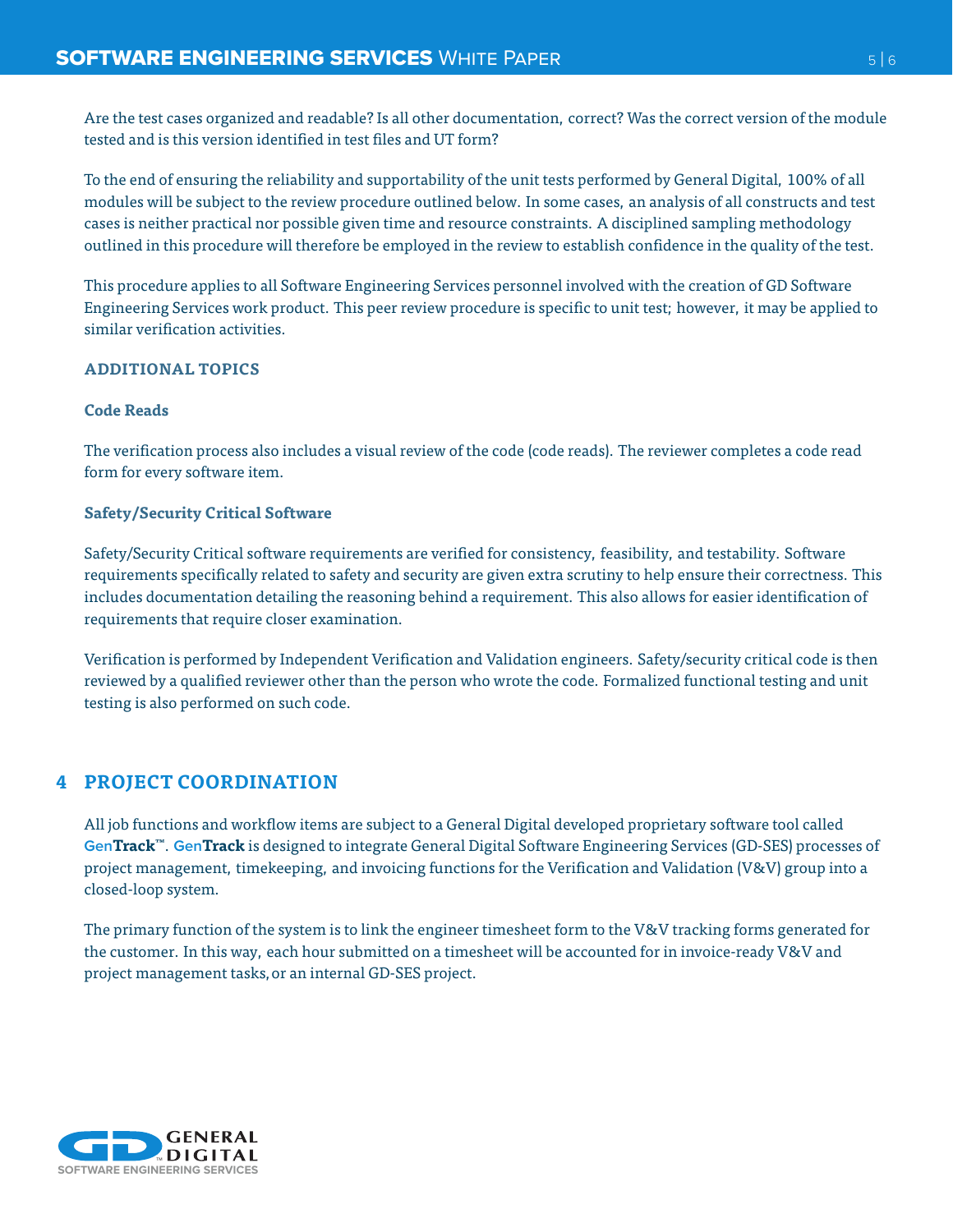Are the test cases organized and readable? Is all other documentation, correct? Was the correct version of the module tested and is this version identified in test files and UT form?

To the end of ensuring the reliability and supportability of the unit tests performed by General Digital, 100% of all modules will be subject to the review procedure outlined below. In some cases, an analysis of all constructs and test cases is neither practical nor possible given time and resource constraints. A disciplined sampling methodology outlined in this procedure will therefore be employed in the review to establish confidence in the quality of the test.

This procedure applies to all Software Engineering Services personnel involved with the creation of GD Software Engineering Services work product. This peer review procedure is specific to unit test; however, it may be applied to similar verification activities.

### ADDITIONAL TOPICS

#### Code Reads

The verification process also includes a visual review of the code (code reads). The reviewer completes a code read form for every software item.

#### Safety/Security Critical Software

Safety/Security Critical software requirements are verified for consistency, feasibility, and testability. Software requirements specifically related to safety and security are given extra scrutiny to help ensure their correctness. This includes documentation detailing the reasoning behind a requirement. This also allows for easier identification of requirements that require closer examination.

Verification is performed by Independent Verification and Validation engineers. Safety/security critical code is then reviewed by a qualified reviewer other than the person who wrote the code. Formalized functional testing and unit testing is also performed on such code.

## 4 PROJECT COORDINATION

All job functions and workflow items are subject to a General Digital developed proprietary software tool called Gen**Track**™. Gen**Track** is designed to integrate General Digital Software Engineering Services (GD-SES) processes of project management, timekeeping, and invoicing functions for the Verification and Validation (V&V) group into a closed-loop system.

The primary function of the system is to link the engineer timesheet form to the V&V tracking forms generated for the customer. In this way, each hour submitted on a timesheet will be accounted for in invoice-ready V&V and project management tasks, or an internal GD-SES project.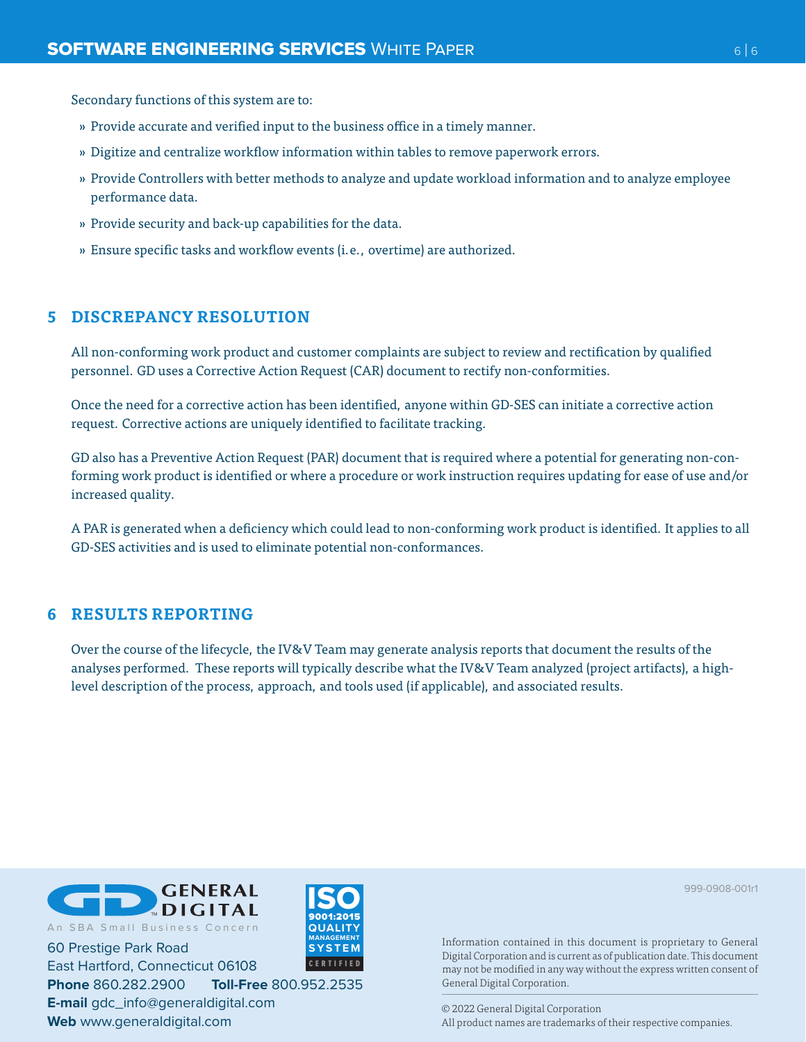Secondary functions of this system are to:

- Provide accurate and verified input to the business office in a timely manner.
- Digitize and centralize workflow information within tables to remove paperwork errors.
- Provide Controllers with better methods to analyze and update workload information and to analyze employee performance data.
- Provide security and back-up capabilities for the data.
- Ensure specific tasks and workflow events (i.e., overtime) are authorized.

## 5 DISCREPANCY RESOLUTION

All non-conforming work product and customer complaints are subject to review and rectification by qualified personnel. GD uses a Corrective Action Request (CAR) document to rectify non-conformities.

Once the need for a corrective action has been identified, anyone within GD-SES can initiate a corrective action request. Corrective actions are uniquely identified to facilitate tracking.

GD also has a Preventive Action Request (PAR) document that is required where a potential for generating non-conforming work product is identified or where a procedure or work instruction requires updating for ease of use and/or increased quality.

A PAR is generated when a deficiency which could lead to non-conforming work product is identified. It applies to all GD-SES activities and is used to eliminate potential non-conformances.

## 6 RESULTS REPORTING

Over the course of the lifecycle, the IV&V Team may generate analysis reports that document the results of the analyses performed. These reports will typically describe what the IV&V Team analyzed (project artifacts), a high-level description of the process, approach, and tools used (if applicable), and associated results.

GENERAL DIGITAL
An SBA Small Business Concern

60 Prestige Park Road
East Hartford, Connecticut 06108
**Phone** 860.282.2900 **Toll-Free** 800.952.2535
**E-mail** gdc_info@generaldigital.com
**Web** www.generaldigital.com

ISO 9001:2015 QUALITY MANAGEMENT SYSTEM CERTIFIED

999-0908-001r1

Information contained in this document is proprietary to General Digital Corporation and is current as of publication date. This document may not be modified in any way without the express written consent of General Digital Corporation.

© 2022 General Digital Corporation
All product names are trademarks of their respective companies.